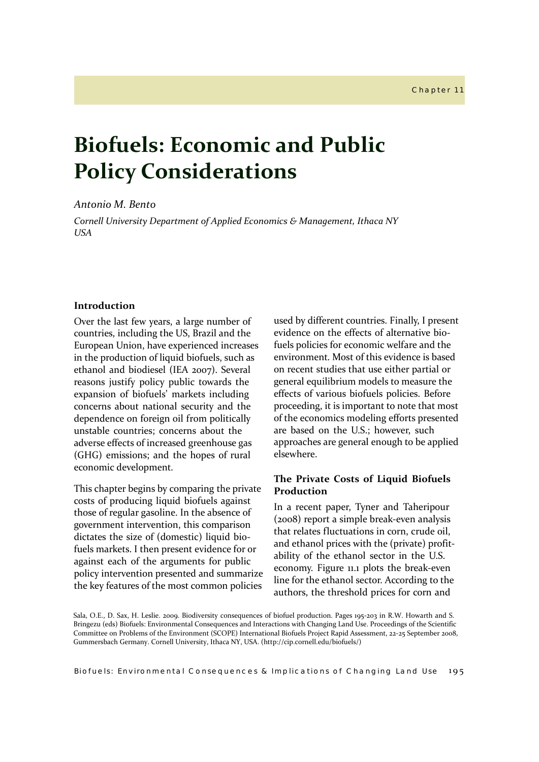Chapter 11

# Biofuels: Economic and Public Policy Considerations

*Antonio M. Bento*

*Cornell University Department of Applied Economics & Management, Ithaca NY USA*

## Introduction

Over the last few years, a large number of countries, including the US, Brazil and the European Union, have experienced increases in the production of liquid biofuels, such as ethanol and biodiesel (IEA 2007). Several reasons justify policy public towards the expansion of biofuels' markets including concerns about national security and the dependence on foreign oil from politically unstable countries; concerns about the adverse effects of increased greenhouse gas (GHG) emissions; and the hopes of rural economic development.

This chapter begins by comparing the private costs of producing liquid biofuels against those of regular gasoline. In the absence of government intervention, this comparison dictates the size of (domestic) liquid biofuels markets. I then present evidence for or against each of the arguments for public policy intervention presented and summarize the key features of the most common policies used by different countries. Finally, I present evidence on the effects of alternative biofuels policies for economic welfare and the environment. Most of this evidence is based on recent studies that use either partial or general equilibrium models to measure the effects of various biofuels policies. Before proceeding, it is important to note that most of the economics modeling efforts presented are based on the U.S.; however, such approaches are general enough to be applied elsewhere.

## The Private Costs of Liquid Biofuels Production

In a recent paper, Tyner and Taheripour (2008) report a simple break-even analysis that relates fluctuations in corn, crude oil, and ethanol prices with the (private) profitability of the ethanol sector in the U.S. economy. Figure 11.1 plots the break-even line for the ethanol sector. According to the authors, the threshold prices for corn and

Sala, O.E., D. Sax, H. Leslie. 2009. Biodiversity consequences of biofuel production. Pages 195-203 in R.W. Howarth and S. Bringezu (eds) Biofuels: Environmental Consequences and Interactions with Changing Land Use. Proceedings of the Scientific Committee on Problems of the Environment (SCOPE) International Biofuels Project Rapid Assessment, 22-25 September 2008, Gummersbach Germany. Cornell University, Ithaca NY, USA. (http://cip.cornell.edu/biofuels/)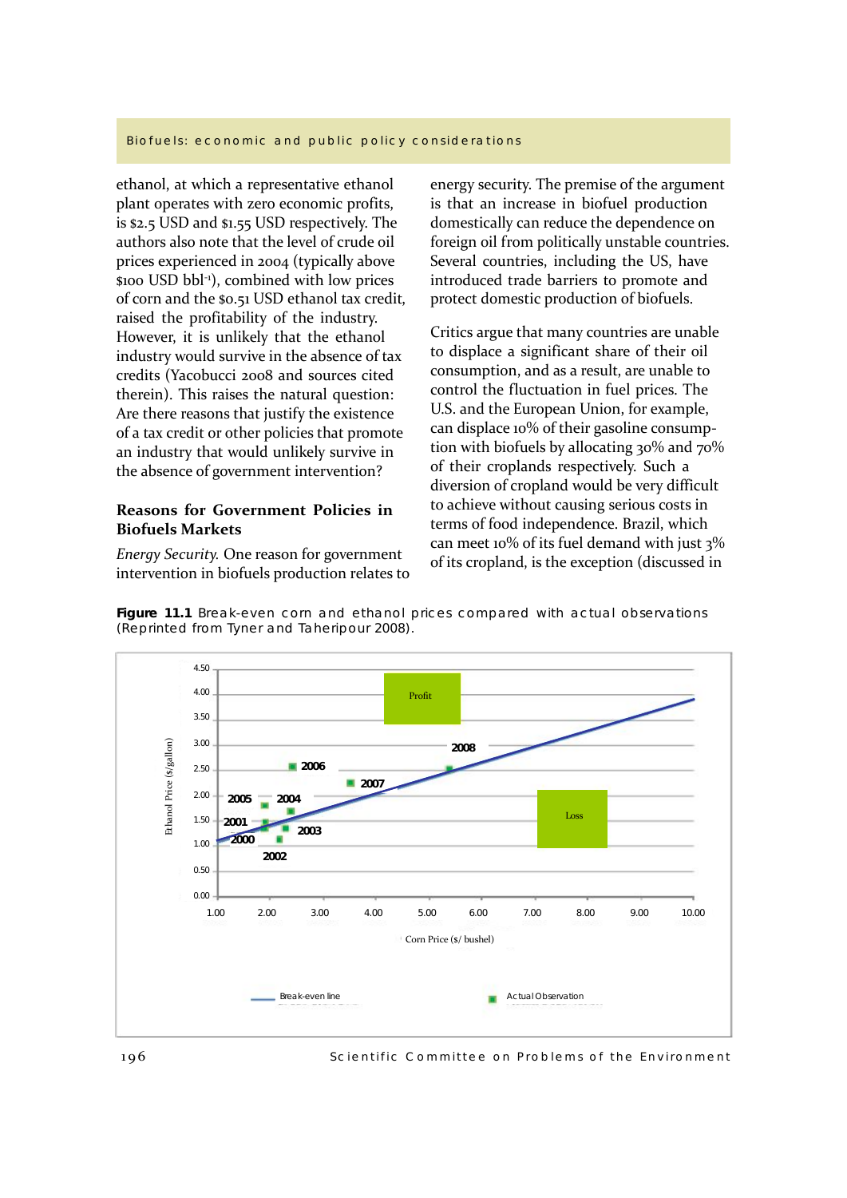ethanol, at which a representative ethanol plant operates with zero economic profits, is $2.5 USD and $1.55 USD respectively. The authors also note that the level of crude oil prices experienced in 2004 (typically above $100 USD bbl$^{-1}$), combined with low prices of corn and the $0.51 USD ethanol tax credit, raised the profitability of the industry. However, it is unlikely that the ethanol industry would survive in the absence of tax credits (Yacobucci 2008 and sources cited therein). This raises the natural question: Are there reasons that justify the existence of a tax credit or other policies that promote an industry that would unlikely survive in the absence of government intervention?

## Reasons for Government Policies in Biofuels Markets

*Energy Security.* One reason for government intervention in biofuels production relates to energy security. The premise of the argument is that an increase in biofuel production domestically can reduce the dependence on foreign oil from politically unstable countries. Several countries, including the US, have introduced trade barriers to promote and protect domestic production of biofuels.

Critics argue that many countries are unable to displace a significant share of their oil consumption, and as a result, are unable to control the fluctuation in fuel prices. The U.S. and the European Union, for example, can displace 10% of their gasoline consumption with biofuels by allocating 30% and 70% of their croplands respectively. Such a diversion of cropland would be very difficult to achieve without causing serious costs in terms of food independence. Brazil, which can meet 10% of its fuel demand with just 3% of its cropland, is the exception (discussed in

**Figure 11.1** Break-even corn and ethanol prices compared with actual observations (Reprinted from Tyner and Taheripour 2008).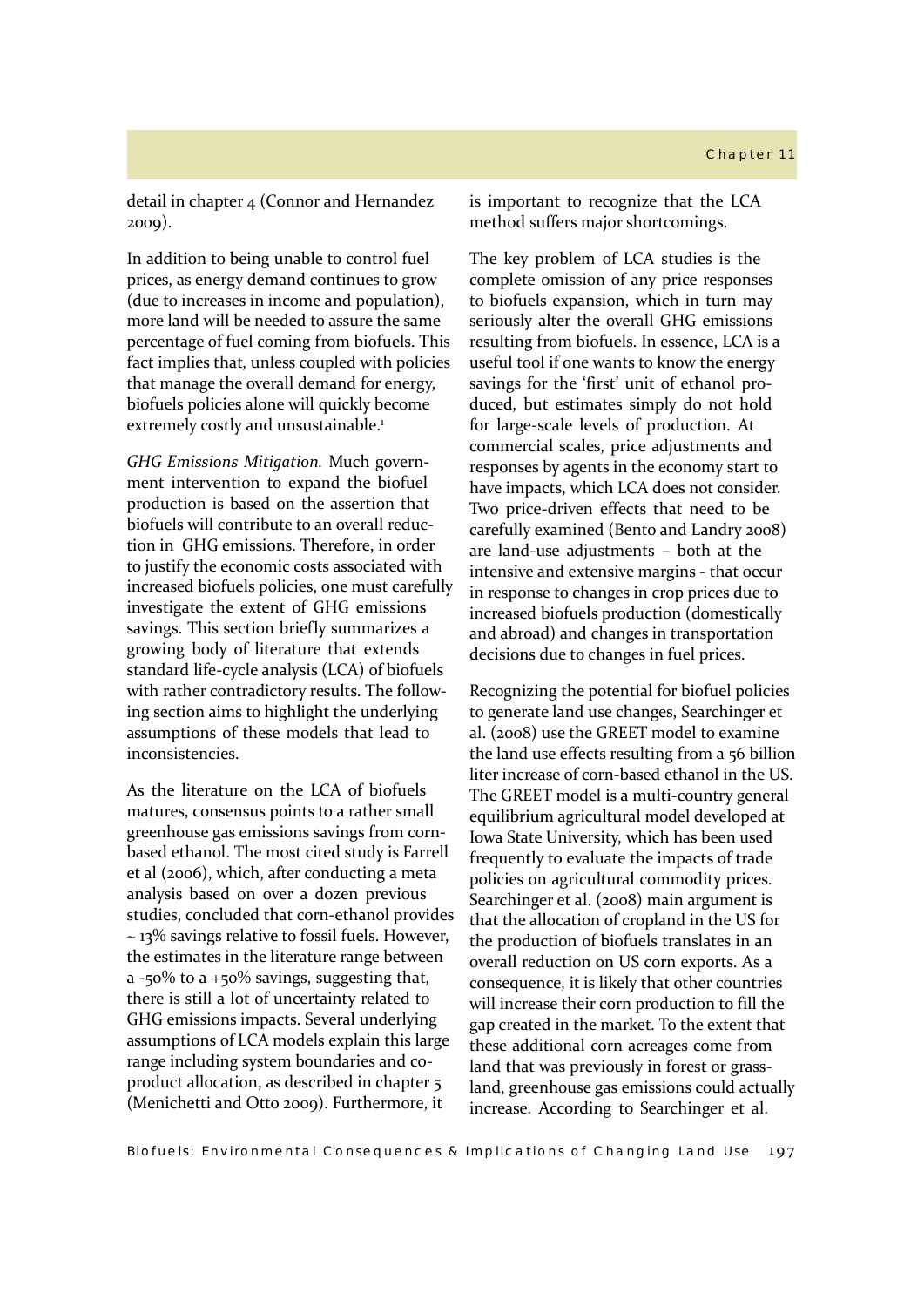detail in chapter 4 (Connor and Hernandez 2009).

In addition to being unable to control fuel prices, as energy demand continues to grow (due to increases in income and population), more land will be needed to assure the same percentage of fuel coming from biofuels. This fact implies that, unless coupled with policies that manage the overall demand for energy, biofuels policies alone will quickly become extremely costly and unsustainable.[1]

*GHG Emissions Mitigation.* Much government intervention to expand the biofuel production is based on the assertion that biofuels will contribute to an overall reduction in GHG emissions. Therefore, in order to justify the economic costs associated with increased biofuels policies, one must carefully investigate the extent of GHG emissions savings. This section briefly summarizes a growing body of literature that extends standard life-cycle analysis (LCA) of biofuels with rather contradictory results. The following section aims to highlight the underlying assumptions of these models that lead to inconsistencies.

As the literature on the LCA of biofuels matures, consensus points to a rather small greenhouse gas emissions savings from corn-based ethanol. The most cited study is Farrell et al (2006), which, after conducting a meta analysis based on over a dozen previous studies, concluded that corn-ethanol provides ~ 13% savings relative to fossil fuels. However, the estimates in the literature range between a -50% to a +50% savings, suggesting that, there is still a lot of uncertainty related to GHG emissions impacts. Several underlying assumptions of LCA models explain this large range including system boundaries and co-product allocation, as described in chapter 5 (Menichetti and Otto 2009). Furthermore, it is important to recognize that the LCA method suffers major shortcomings.

The key problem of LCA studies is the complete omission of any price responses to biofuels expansion, which in turn may seriously alter the overall GHG emissions resulting from biofuels. In essence, LCA is a useful tool if one wants to know the energy savings for the 'first' unit of ethanol produced, but estimates simply do not hold for large-scale levels of production. At commercial scales, price adjustments and responses by agents in the economy start to have impacts, which LCA does not consider. Two price-driven effects that need to be carefully examined (Bento and Landry 2008) are land-use adjustments – both at the intensive and extensive margins - that occur in response to changes in crop prices due to increased biofuels production (domestically and abroad) and changes in transportation decisions due to changes in fuel prices.

Recognizing the potential for biofuel policies to generate land use changes, Searchinger et al. (2008) use the GREET model to examine the land use effects resulting from a 56 billion liter increase of corn-based ethanol in the US. The GREET model is a multi-country general equilibrium agricultural model developed at Iowa State University, which has been used frequently to evaluate the impacts of trade policies on agricultural commodity prices. Searchinger et al. (2008) main argument is that the allocation of cropland in the US for the production of biofuels translates in an overall reduction on US corn exports. As a consequence, it is likely that other countries will increase their corn production to fill the gap created in the market. To the extent that these additional corn acreages come from land that was previously in forest or grassland, greenhouse gas emissions could actually increase. According to Searchinger et al.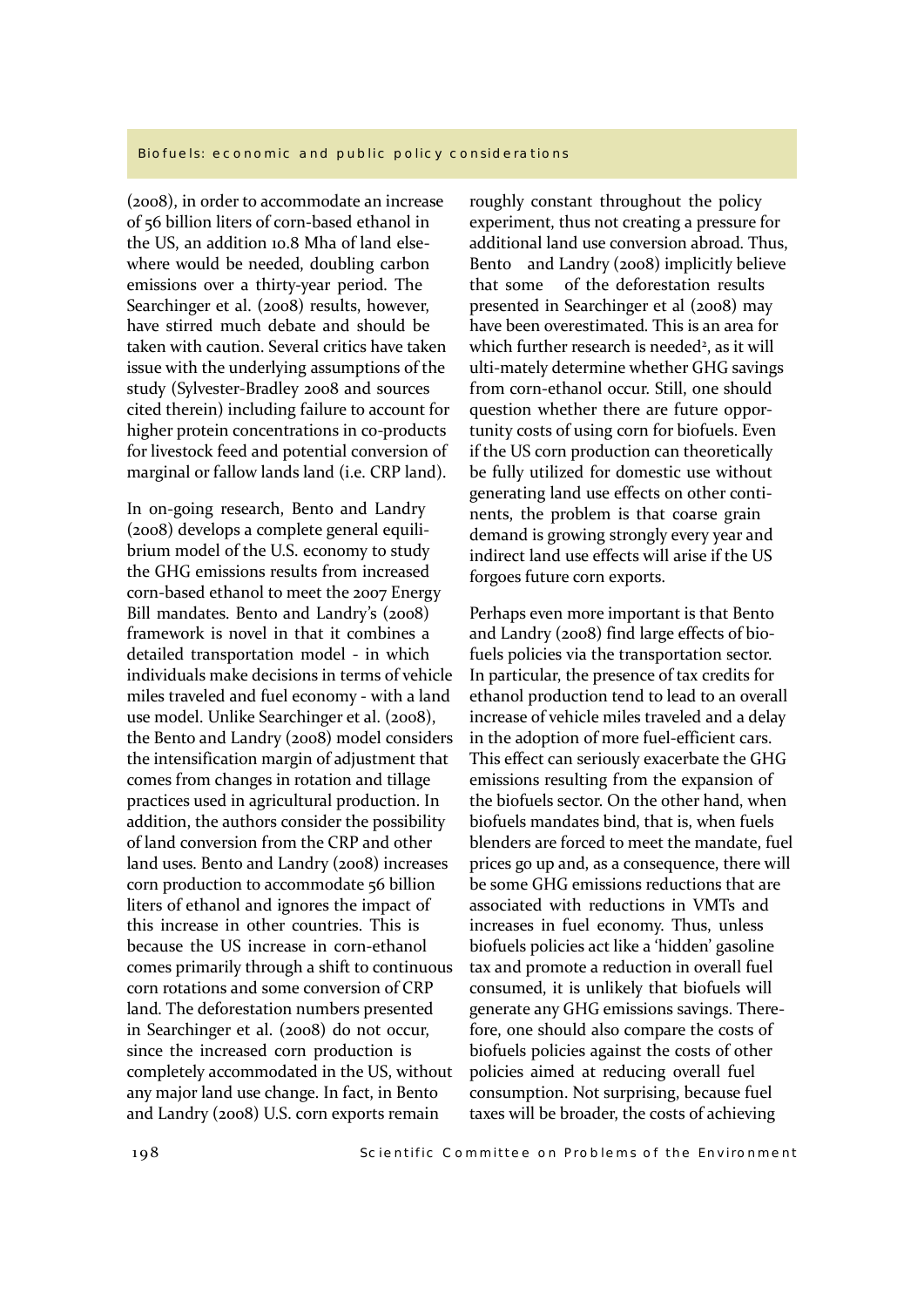(2008), in order to accommodate an increase of 56 billion liters of corn-based ethanol in the US, an addition 10.8 Mha of land elsewhere would be needed, doubling carbon emissions over a thirty-year period. The Searchinger et al. (2008) results, however, have stirred much debate and should be taken with caution. Several critics have taken issue with the underlying assumptions of the study (Sylvester-Bradley 2008 and sources cited therein) including failure to account for higher protein concentrations in co-products for livestock feed and potential conversion of marginal or fallow lands land (i.e. CRP land).

In on-going research, Bento and Landry (2008) develops a complete general equilibrium model of the U.S. economy to study the GHG emissions results from increased corn-based ethanol to meet the 2007 Energy Bill mandates. Bento and Landry's (2008) framework is novel in that it combines a detailed transportation model - in which individuals make decisions in terms of vehicle miles traveled and fuel economy - with a land use model. Unlike Searchinger et al. (2008), the Bento and Landry (2008) model considers the intensification margin of adjustment that comes from changes in rotation and tillage practices used in agricultural production. In addition, the authors consider the possibility of land conversion from the CRP and other land uses. Bento and Landry (2008) increases corn production to accommodate 56 billion liters of ethanol and ignores the impact of this increase in other countries. This is because the US increase in corn-ethanol comes primarily through a shift to continuous corn rotations and some conversion of CRP land. The deforestation numbers presented in Searchinger et al. (2008) do not occur, since the increased corn production is completely accommodated in the US, without any major land use change. In fact, in Bento and Landry (2008) U.S. corn exports remain roughly constant throughout the policy experiment, thus not creating a pressure for additional land use conversion abroad. Thus, Bento and Landry (2008) implicitly believe that some of the deforestation results presented in Searchinger et al (2008) may have been overestimated. This is an area for which further research is needed[2], as it will ulti-mately determine whether GHG savings from corn-ethanol occur. Still, one should question whether there are future opportunity costs of using corn for biofuels. Even if the US corn production can theoretically be fully utilized for domestic use without generating land use effects on other continents, the problem is that coarse grain demand is growing strongly every year and indirect land use effects will arise if the US forgoes future corn exports.

Perhaps even more important is that Bento and Landry (2008) find large effects of biofuels policies via the transportation sector. In particular, the presence of tax credits for ethanol production tend to lead to an overall increase of vehicle miles traveled and a delay in the adoption of more fuel-efficient cars. This effect can seriously exacerbate the GHG emissions resulting from the expansion of the biofuels sector. On the other hand, when biofuels mandates bind, that is, when fuels blenders are forced to meet the mandate, fuel prices go up and, as a consequence, there will be some GHG emissions reductions that are associated with reductions in VMTs and increases in fuel economy. Thus, unless biofuels policies act like a 'hidden' gasoline tax and promote a reduction in overall fuel consumed, it is unlikely that biofuels will generate any GHG emissions savings. Therefore, one should also compare the costs of biofuels policies against the costs of other policies aimed at reducing overall fuel consumption. Not surprising, because fuel taxes will be broader, the costs of achieving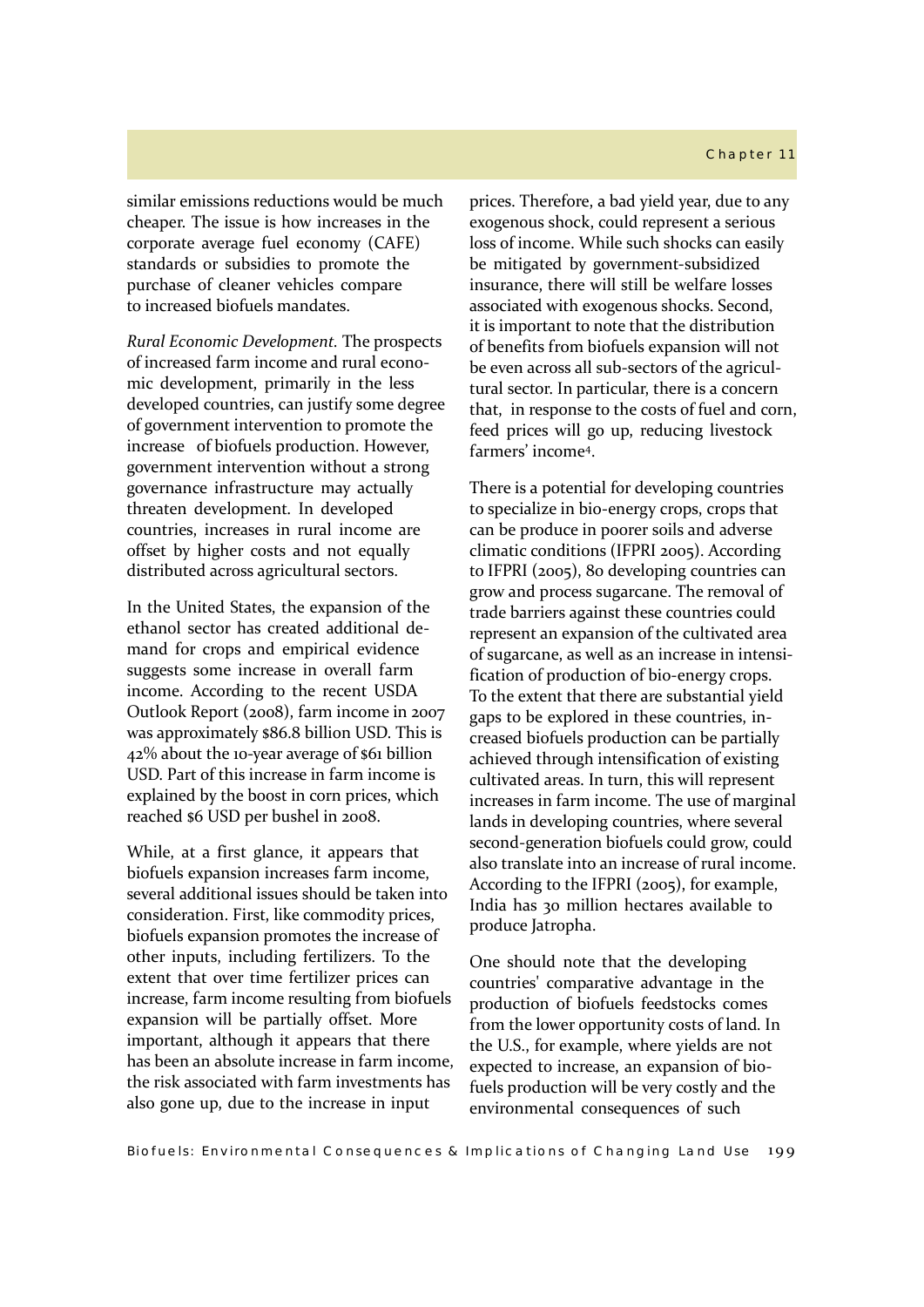similar emissions reductions would be much cheaper. The issue is how increases in the corporate average fuel economy (CAFE) standards or subsidies to promote the purchase of cleaner vehicles compare to increased biofuels mandates.

*Rural Economic Development.* The prospects of increased farm income and rural economic development, primarily in the less developed countries, can justify some degree of government intervention to promote the increase of biofuels production. However, government intervention without a strong governance infrastructure may actually threaten development. In developed countries, increases in rural income are offset by higher costs and not equally distributed across agricultural sectors.

In the United States, the expansion of the ethanol sector has created additional demand for crops and empirical evidence suggests some increase in overall farm income. According to the recent USDA Outlook Report (2008), farm income in 2007 was approximately $86.8 billion USD. This is 42% about the 10-year average of $61 billion USD. Part of this increase in farm income is explained by the boost in corn prices, which reached $6 USD per bushel in 2008.

While, at a first glance, it appears that biofuels expansion increases farm income, several additional issues should be taken into consideration. First, like commodity prices, biofuels expansion promotes the increase of other inputs, including fertilizers. To the extent that over time fertilizer prices can increase, farm income resulting from biofuels expansion will be partially offset. More important, although it appears that there has been an absolute increase in farm income, the risk associated with farm investments has also gone up, due to the increase in input prices. Therefore, a bad yield year, due to any exogenous shock, could represent a serious loss of income. While such shocks can easily be mitigated by government-subsidized insurance, there will still be welfare losses associated with exogenous shocks. Second, it is important to note that the distribution of benefits from biofuels expansion will not be even across all sub-sectors of the agricultural sector. In particular, there is a concern that, in response to the costs of fuel and corn, feed prices will go up, reducing livestock farmers' income[4].

There is a potential for developing countries to specialize in bio-energy crops, crops that can be produce in poorer soils and adverse climatic conditions (IFPRI 2005). According to IFPRI (2005), 80 developing countries can grow and process sugarcane. The removal of trade barriers against these countries could represent an expansion of the cultivated area of sugarcane, as well as an increase in intensification of production of bio-energy crops. To the extent that there are substantial yield gaps to be explored in these countries, increased biofuels production can be partially achieved through intensification of existing cultivated areas. In turn, this will represent increases in farm income. The use of marginal lands in developing countries, where several second-generation biofuels could grow, could also translate into an increase of rural income. According to the IFPRI (2005), for example, India has 30 million hectares available to produce Jatropha.

One should note that the developing countries' comparative advantage in the production of biofuels feedstocks comes from the lower opportunity costs of land. In the U.S., for example, where yields are not expected to increase, an expansion of biofuels production will be very costly and the environmental consequences of such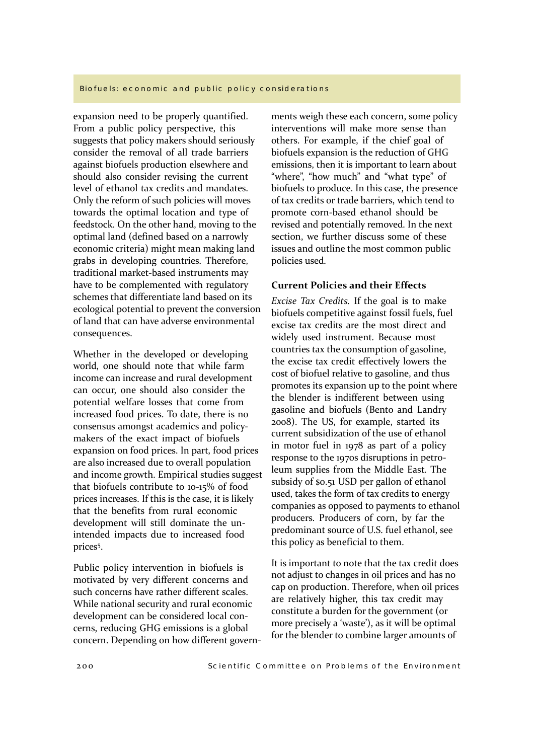expansion need to be properly quantified. From a public policy perspective, this suggests that policy makers should seriously consider the removal of all trade barriers against biofuels production elsewhere and should also consider revising the current level of ethanol tax credits and mandates. Only the reform of such policies will moves towards the optimal location and type of feedstock. On the other hand, moving to the optimal land (defined based on a narrowly economic criteria) might mean making land grabs in developing countries. Therefore, traditional market-based instruments may have to be complemented with regulatory schemes that differentiate land based on its ecological potential to prevent the conversion of land that can have adverse environmental consequences.

Whether in the developed or developing world, one should note that while farm income can increase and rural development can occur, one should also consider the potential welfare losses that come from increased food prices. To date, there is no consensus amongst academics and policy-makers of the exact impact of biofuels expansion on food prices. In part, food prices are also increased due to overall population and income growth. Empirical studies suggest that biofuels contribute to 10-15% of food prices increases. If this is the case, it is likely that the benefits from rural economic development will still dominate the unintended impacts due to increased food prices[5].

Public policy intervention in biofuels is motivated by very different concerns and such concerns have rather different scales. While national security and rural economic development can be considered local concerns, reducing GHG emissions is a global concern. Depending on how different governments weigh these each concern, some policy interventions will make more sense than others. For example, if the chief goal of biofuels expansion is the reduction of GHG emissions, then it is important to learn about "where", "how much" and "what type" of biofuels to produce. In this case, the presence of tax credits or trade barriers, which tend to promote corn-based ethanol should be revised and potentially removed. In the next section, we further discuss some of these issues and outline the most common public policies used.

## Current Policies and their Effects

*Excise Tax Credits.* If the goal is to make biofuels competitive against fossil fuels, fuel excise tax credits are the most direct and widely used instrument. Because most countries tax the consumption of gasoline, the excise tax credit effectively lowers the cost of biofuel relative to gasoline, and thus promotes its expansion up to the point where the blender is indifferent between using gasoline and biofuels (Bento and Landry 2008). The US, for example, started its current subsidization of the use of ethanol in motor fuel in 1978 as part of a policy response to the 1970s disruptions in petroleum supplies from the Middle East. The subsidy of $0.51 USD per gallon of ethanol used, takes the form of tax credits to energy companies as opposed to payments to ethanol producers. Producers of corn, by far the predominant source of U.S. fuel ethanol, see this policy as beneficial to them.

It is important to note that the tax credit does not adjust to changes in oil prices and has no cap on production. Therefore, when oil prices are relatively higher, this tax credit may constitute a burden for the government (or more precisely a 'waste'), as it will be optimal for the blender to combine larger amounts of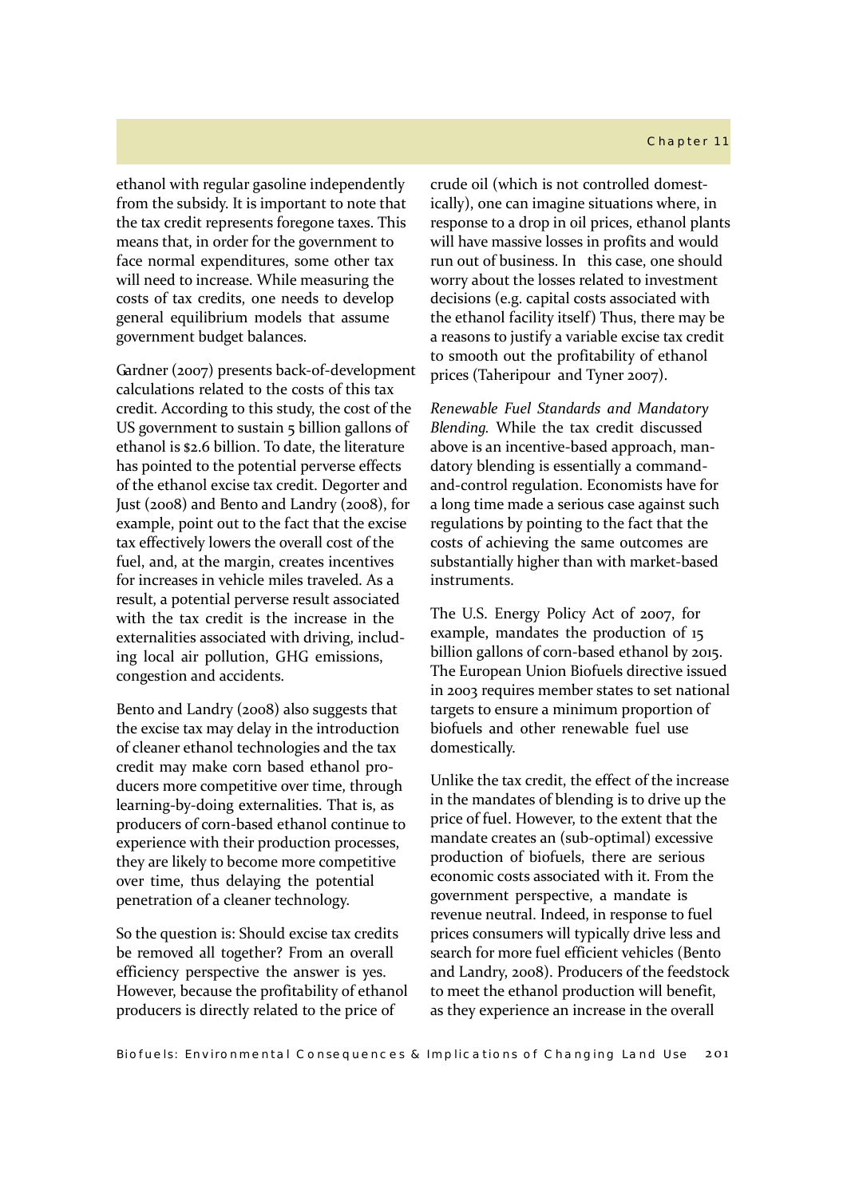ethanol with regular gasoline independently from the subsidy. It is important to note that the tax credit represents foregone taxes. This means that, in order for the government to face normal expenditures, some other tax will need to increase. While measuring the costs of tax credits, one needs to develop general equilibrium models that assume government budget balances.

Gardner (2007) presents back-of-development calculations related to the costs of this tax credit. According to this study, the cost of the US government to sustain 5 billion gallons of ethanol is $2.6 billion. To date, the literature has pointed to the potential perverse effects of the ethanol excise tax credit. Degorter and Just (2008) and Bento and Landry (2008), for example, point out to the fact that the excise tax effectively lowers the overall cost of the fuel, and, at the margin, creates incentives for increases in vehicle miles traveled. As a result, a potential perverse result associated with the tax credit is the increase in the externalities associated with driving, including local air pollution, GHG emissions, congestion and accidents.

Bento and Landry (2008) also suggests that the excise tax may delay in the introduction of cleaner ethanol technologies and the tax credit may make corn based ethanol producers more competitive over time, through learning-by-doing externalities. That is, as producers of corn-based ethanol continue to experience with their production processes, they are likely to become more competitive over time, thus delaying the potential penetration of a cleaner technology.

So the question is: Should excise tax credits be removed all together? From an overall efficiency perspective the answer is yes. However, because the profitability of ethanol producers is directly related to the price of crude oil (which is not controlled domestically), one can imagine situations where, in response to a drop in oil prices, ethanol plants will have massive losses in profits and would run out of business. In this case, one should worry about the losses related to investment decisions (e.g. capital costs associated with the ethanol facility itself) Thus, there may be a reasons to justify a variable excise tax credit to smooth out the profitability of ethanol prices (Taheripour and Tyner 2007).

*Renewable Fuel Standards and Mandatory Blending.* While the tax credit discussed above is an incentive-based approach, mandatory blending is essentially a command-and-control regulation. Economists have for a long time made a serious case against such regulations by pointing to the fact that the costs of achieving the same outcomes are substantially higher than with market-based instruments.

The U.S. Energy Policy Act of 2007, for example, mandates the production of 15 billion gallons of corn-based ethanol by 2015. The European Union Biofuels directive issued in 2003 requires member states to set national targets to ensure a minimum proportion of biofuels and other renewable fuel use domestically.

Unlike the tax credit, the effect of the increase in the mandates of blending is to drive up the price of fuel. However, to the extent that the mandate creates an (sub-optimal) excessive production of biofuels, there are serious economic costs associated with it. From the government perspective, a mandate is revenue neutral. Indeed, in response to fuel prices consumers will typically drive less and search for more fuel efficient vehicles (Bento and Landry, 2008). Producers of the feedstock to meet the ethanol production will benefit, as they experience an increase in the overall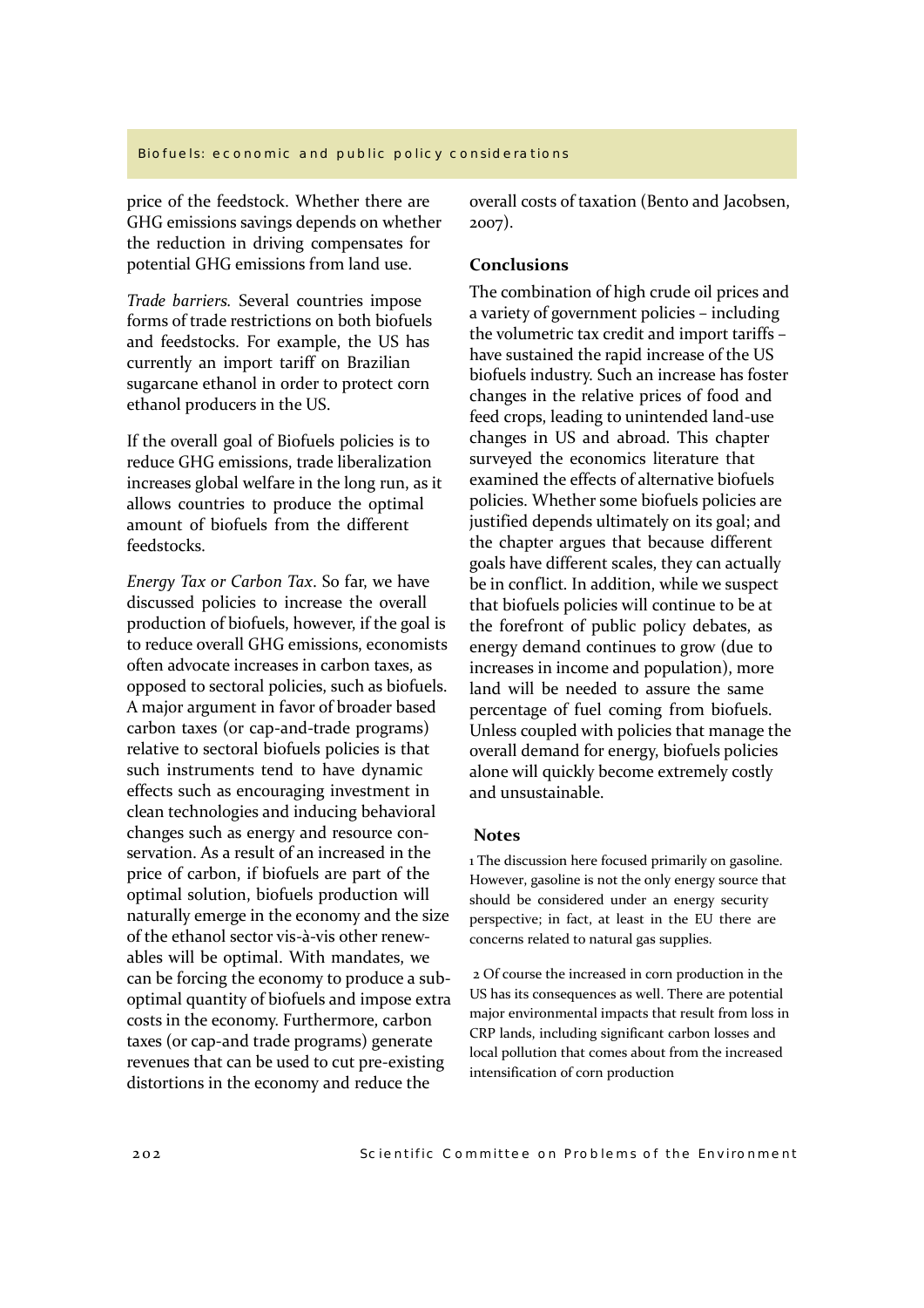price of the feedstock. Whether there are GHG emissions savings depends on whether the reduction in driving compensates for potential GHG emissions from land use.

*Trade barriers.* Several countries impose forms of trade restrictions on both biofuels and feedstocks. For example, the US has currently an import tariff on Brazilian sugarcane ethanol in order to protect corn ethanol producers in the US.

If the overall goal of Biofuels policies is to reduce GHG emissions, trade liberalization increases global welfare in the long run, as it allows countries to produce the optimal amount of biofuels from the different feedstocks.

*Energy Tax or Carbon Tax*. So far, we have discussed policies to increase the overall production of biofuels, however, if the goal is to reduce overall GHG emissions, economists often advocate increases in carbon taxes, as opposed to sectoral policies, such as biofuels. A major argument in favor of broader based carbon taxes (or cap-and-trade programs) relative to sectoral biofuels policies is that such instruments tend to have dynamic effects such as encouraging investment in clean technologies and inducing behavioral changes such as energy and resource conservation. As a result of an increased in the price of carbon, if biofuels are part of the optimal solution, biofuels production will naturally emerge in the economy and the size of the ethanol sector vis-à-vis other renewables will be optimal. With mandates, we can be forcing the economy to produce a sub-optimal quantity of biofuels and impose extra costs in the economy. Furthermore, carbon taxes (or cap-and trade programs) generate revenues that can be used to cut pre-existing distortions in the economy and reduce the overall costs of taxation (Bento and Jacobsen, 2007).

## Conclusions

The combination of high crude oil prices and a variety of government policies – including the volumetric tax credit and import tariffs – have sustained the rapid increase of the US biofuels industry. Such an increase has foster changes in the relative prices of food and feed crops, leading to unintended land-use changes in US and abroad. This chapter surveyed the economics literature that examined the effects of alternative biofuels policies. Whether some biofuels policies are justified depends ultimately on its goal; and the chapter argues that because different goals have different scales, they can actually be in conflict. In addition, while we suspect that biofuels policies will continue to be at the forefront of public policy debates, as energy demand continues to grow (due to increases in income and population), more land will be needed to assure the same percentage of fuel coming from biofuels. Unless coupled with policies that manage the overall demand for energy, biofuels policies alone will quickly become extremely costly and unsustainable.

## Notes

1 The discussion here focused primarily on gasoline. However, gasoline is not the only energy source that should be considered under an energy security perspective; in fact, at least in the EU there are concerns related to natural gas supplies.

2 Of course the increased in corn production in the US has its consequences as well. There are potential major environmental impacts that result from loss in CRP lands, including significant carbon losses and local pollution that comes about from the increased intensification of corn production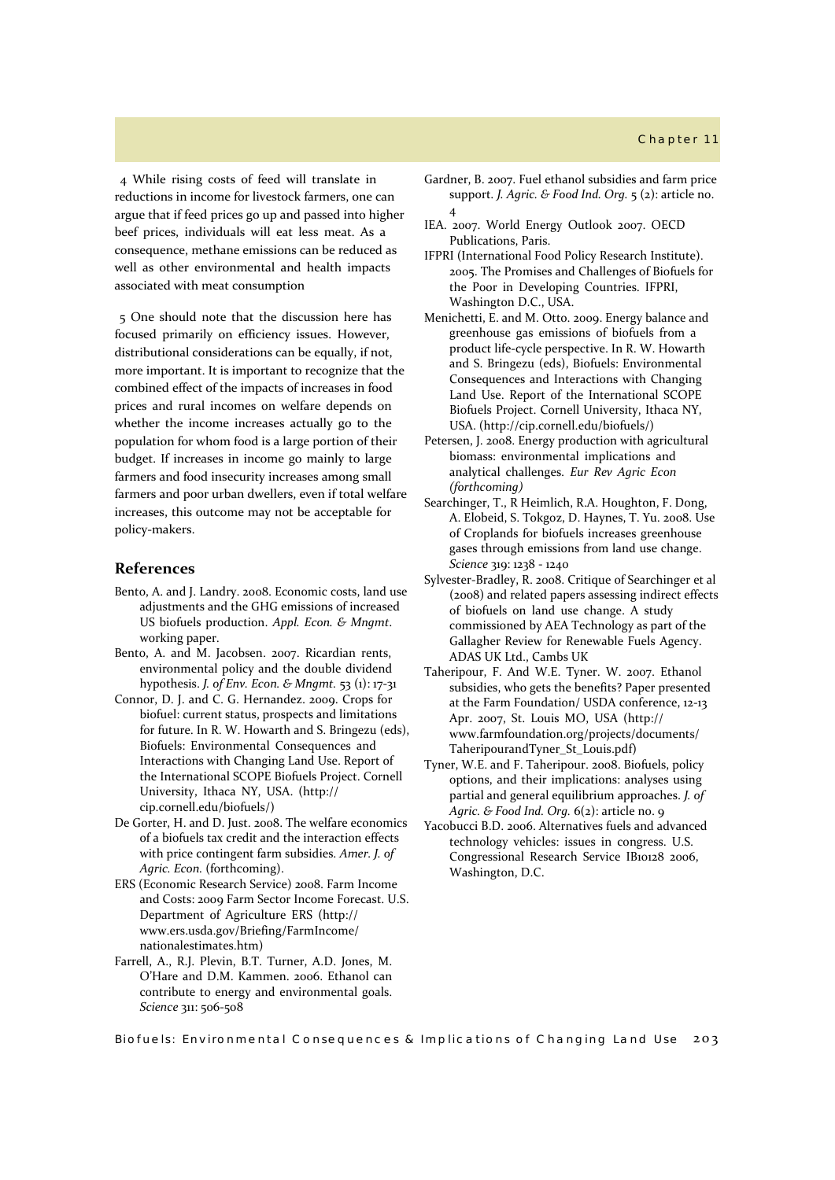4 While rising costs of feed will translate in reductions in income for livestock farmers, one can argue that if feed prices go up and passed into higher beef prices, individuals will eat less meat. As a consequence, methane emissions can be reduced as well as other environmental and health impacts associated with meat consumption

5 One should note that the discussion here has focused primarily on efficiency issues. However, distributional considerations can be equally, if not, more important. It is important to recognize that the combined effect of the impacts of increases in food prices and rural incomes on welfare depends on whether the income increases actually go to the population for whom food is a large portion of their budget. If increases in income go mainly to large farmers and food insecurity increases among small farmers and poor urban dwellers, even if total welfare increases, this outcome may not be acceptable for policy-makers.

## References

Bento, A. and J. Landry. 2008. Economic costs, land use adjustments and the GHG emissions of increased US biofuels production. *Appl. Econ. & Mngmt*. working paper.

Bento, A. and M. Jacobsen. 2007. Ricardian rents, environmental policy and the double dividend hypothesis. *J. of Env. Econ. & Mngmt.* 53 (1): 17-31

Connor, D. J. and C. G. Hernandez. 2009. Crops for biofuel: current status, prospects and limitations for future. In R. W. Howarth and S. Bringezu (eds), Biofuels: Environmental Consequences and Interactions with Changing Land Use. Report of the International SCOPE Biofuels Project. Cornell University, Ithaca NY, USA. (http://cip.cornell.edu/biofuels/)

De Gorter, H. and D. Just. 2008. The welfare economics of a biofuels tax credit and the interaction effects with price contingent farm subsidies. *Amer. J. of Agric. Econ.* (forthcoming).

ERS (Economic Research Service) 2008. Farm Income and Costs: 2009 Farm Sector Income Forecast. U.S. Department of Agriculture ERS (http://www.ers.usda.gov/Briefing/FarmIncome/nationalestimates.htm)

Farrell, A., R.J. Plevin, B.T. Turner, A.D. Jones, M. O'Hare and D.M. Kammen. 2006. Ethanol can contribute to energy and environmental goals. *Science* 311: 506-508

Gardner, B. 2007. Fuel ethanol subsidies and farm price support. *J. Agric. & Food Ind. Org.* 5 (2): article no. 4

IEA. 2007. World Energy Outlook 2007. OECD Publications, Paris.

IFPRI (International Food Policy Research Institute). 2005. The Promises and Challenges of Biofuels for the Poor in Developing Countries. IFPRI, Washington D.C., USA.

Menichetti, E. and M. Otto. 2009. Energy balance and greenhouse gas emissions of biofuels from a product life-cycle perspective. In R. W. Howarth and S. Bringezu (eds), Biofuels: Environmental Consequences and Interactions with Changing Land Use. Report of the International SCOPE Biofuels Project. Cornell University, Ithaca NY, USA. (http://cip.cornell.edu/biofuels/)

Petersen, J. 2008. Energy production with agricultural biomass: environmental implications and analytical challenges. *Eur Rev Agric Econ (forthcoming)*

Searchinger, T., R Heimlich, R.A. Houghton, F. Dong, A. Elobeid, S. Tokgoz, D. Haynes, T. Yu. 2008. Use of Croplands for biofuels increases greenhouse gases through emissions from land use change. *Science* 319: 1238 - 1240

Sylvester-Bradley, R. 2008. Critique of Searchinger et al (2008) and related papers assessing indirect effects of biofuels on land use change. A study commissioned by AEA Technology as part of the Gallagher Review for Renewable Fuels Agency. ADAS UK Ltd., Cambs UK

Taheripour, F. And W.E. Tyner. W. 2007. Ethanol subsidies, who gets the benefits? Paper presented at the Farm Foundation/ USDA conference, 12-13 Apr. 2007, St. Louis MO, USA (http://www.farmfoundation.org/projects/documents/TaheripourandTyner_St_Louis.pdf)

Tyner, W.E. and F. Taheripour. 2008. Biofuels, policy options, and their implications: analyses using partial and general equilibrium approaches. *J. of Agric. & Food Ind. Org.* 6(2): article no. 9

Yacobucci B.D. 2006. Alternatives fuels and advanced technology vehicles: issues in congress. U.S. Congressional Research Service IB10128 2006, Washington, D.C.